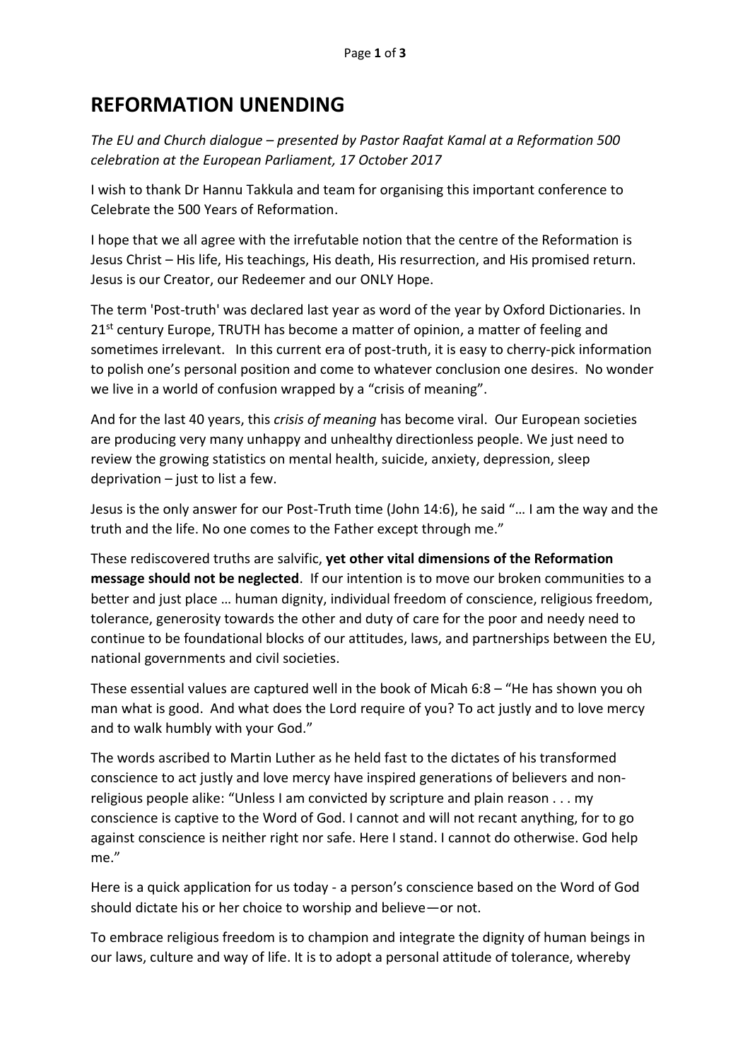# REFORMATION UNENDING

*The EU and Church dialogue – presented by Pastor Raafat Kamal at a Reformation 500 celebration at the European Parliament, 17 October 2017*

I wish to thank Dr Hannu Takkula and team for organising this important conference to Celebrate the 500 Years of Reformation.

I hope that we all agree with the irrefutable notion that the centre of the Reformation is Jesus Christ – His life, His teachings, His death, His resurrection, and His promised return. Jesus is our Creator, our Redeemer and our ONLY Hope.

The term 'Post-truth' was declared last year as word of the year by Oxford Dictionaries. In 21st century Europe, TRUTH has become a matter of opinion, a matter of feeling and sometimes irrelevant. In this current era of post-truth, it is easy to cherry-pick information to polish one's personal position and come to whatever conclusion one desires. No wonder we live in a world of confusion wrapped by a "crisis of meaning".

And for the last 40 years, this *crisis of meaning* has become viral. Our European societies are producing very many unhappy and unhealthy directionless people. We just need to review the growing statistics on mental health, suicide, anxiety, depression, sleep deprivation – just to list a few.

Jesus is the only answer for our Post-Truth time (John 14:6), he said "… I am the way and the truth and the life. No one comes to the Father except through me."

These rediscovered truths are salvific, **yet other vital dimensions of the Reformation message should not be neglected**. If our intention is to move our broken communities to a better and just place … human dignity, individual freedom of conscience, religious freedom, tolerance, generosity towards the other and duty of care for the poor and needy need to continue to be foundational blocks of our attitudes, laws, and partnerships between the EU, national governments and civil societies.

These essential values are captured well in the book of Micah 6:8 – "He has shown you oh man what is good. And what does the Lord require of you? To act justly and to love mercy and to walk humbly with your God."

The words ascribed to Martin Luther as he held fast to the dictates of his transformed conscience to act justly and love mercy have inspired generations of believers and non-religious people alike: "Unless I am convicted by scripture and plain reason . . . my conscience is captive to the Word of God. I cannot and will not recant anything, for to go against conscience is neither right nor safe. Here I stand. I cannot do otherwise. God help me."

Here is a quick application for us today - a person's conscience based on the Word of God should dictate his or her choice to worship and believe—or not.

To embrace religious freedom is to champion and integrate the dignity of human beings in our laws, culture and way of life. It is to adopt a personal attitude of tolerance, whereby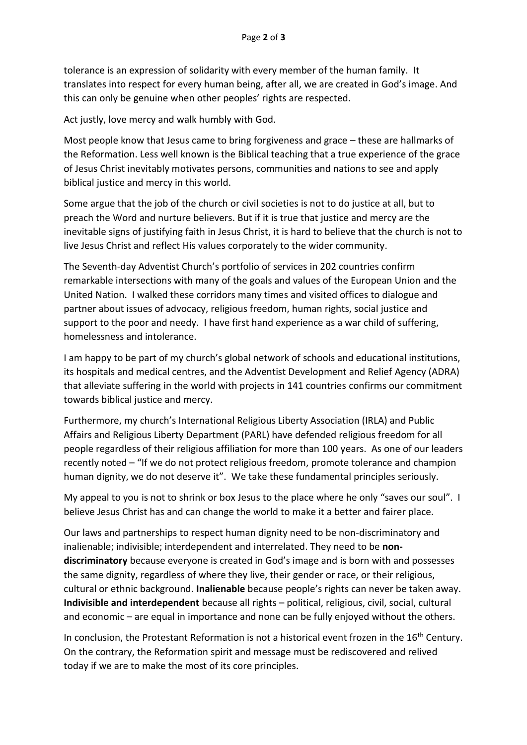tolerance is an expression of solidarity with every member of the human family. It translates into respect for every human being, after all, we are created in God's image. And this can only be genuine when other peoples' rights are respected.

Act justly, love mercy and walk humbly with God.

Most people know that Jesus came to bring forgiveness and grace – these are hallmarks of the Reformation. Less well known is the Biblical teaching that a true experience of the grace of Jesus Christ inevitably motivates persons, communities and nations to see and apply biblical justice and mercy in this world.

Some argue that the job of the church or civil societies is not to do justice at all, but to preach the Word and nurture believers. But if it is true that justice and mercy are the inevitable signs of justifying faith in Jesus Christ, it is hard to believe that the church is not to live Jesus Christ and reflect His values corporately to the wider community.

The Seventh-day Adventist Church's portfolio of services in 202 countries confirm remarkable intersections with many of the goals and values of the European Union and the United Nation. I walked these corridors many times and visited offices to dialogue and partner about issues of advocacy, religious freedom, human rights, social justice and support to the poor and needy. I have first hand experience as a war child of suffering, homelessness and intolerance.

I am happy to be part of my church's global network of schools and educational institutions, its hospitals and medical centres, and the Adventist Development and Relief Agency (ADRA) that alleviate suffering in the world with projects in 141 countries confirms our commitment towards biblical justice and mercy.

Furthermore, my church's International Religious Liberty Association (IRLA) and Public Affairs and Religious Liberty Department (PARL) have defended religious freedom for all people regardless of their religious affiliation for more than 100 years. As one of our leaders recently noted – "If we do not protect religious freedom, promote tolerance and champion human dignity, we do not deserve it". We take these fundamental principles seriously.

My appeal to you is not to shrink or box Jesus to the place where he only "saves our soul". I believe Jesus Christ has and can change the world to make it a better and fairer place.

Our laws and partnerships to respect human dignity need to be non-discriminatory and inalienable; indivisible; interdependent and interrelated. They need to be **non-discriminatory** because everyone is created in God's image and is born with and possesses the same dignity, regardless of where they live, their gender or race, or their religious, cultural or ethnic background. **Inalienable** because people's rights can never be taken away. **Indivisible and interdependent** because all rights – political, religious, civil, social, cultural and economic – are equal in importance and none can be fully enjoyed without the others.

In conclusion, the Protestant Reformation is not a historical event frozen in the 16th Century. On the contrary, the Reformation spirit and message must be rediscovered and relived today if we are to make the most of its core principles.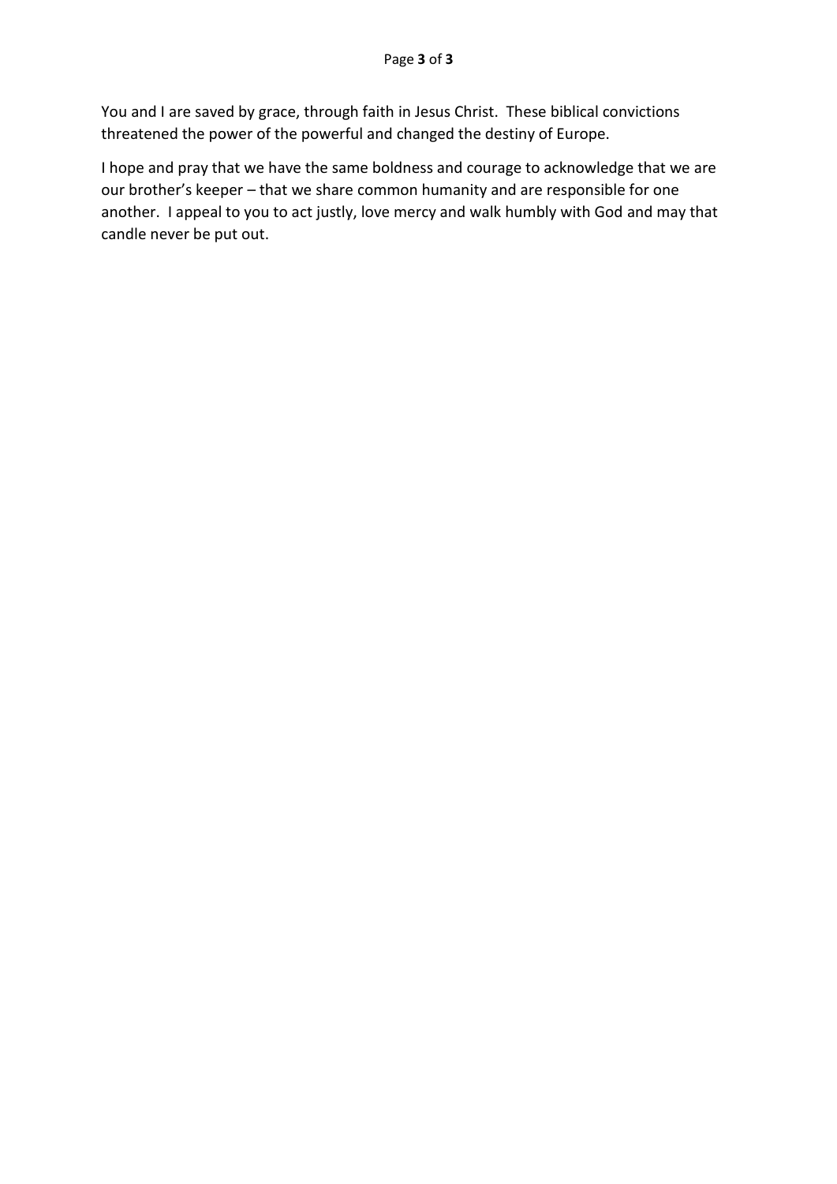You and I are saved by grace, through faith in Jesus Christ.  These biblical convictions threatened the power of the powerful and changed the destiny of Europe.

I hope and pray that we have the same boldness and courage to acknowledge that we are our brother's keeper – that we share common humanity and are responsible for one another.  I appeal to you to act justly, love mercy and walk humbly with God and may that candle never be put out.